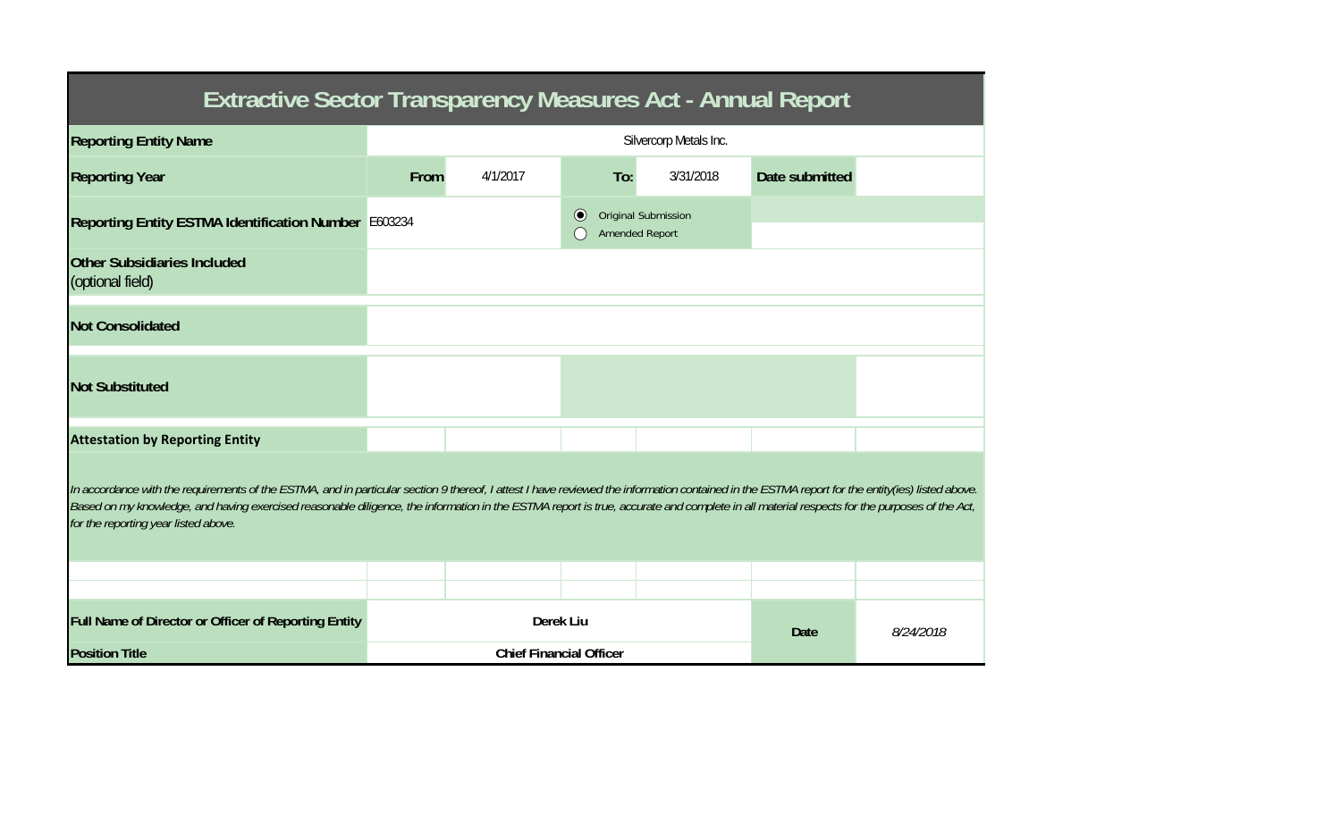# Extractive Sector Transparency Measures Act - Annual Report

| | | | | | | |
|---|---|---|---|---|---|---|
| **Reporting Entity Name** | Silvercorp Metals Inc. | | | | | |
| **Reporting Year** | **From** | 4/1/2017 | **To:** | 3/31/2018 | **Date submitted** | |
| **Reporting Entity ESTMA Identification Number** | E603234 | | ◉ Original Submission<br>◯ Amended Report | | | |
| **Other Subsidiaries Included** (optional field) | | | | | | |
| **Not Consolidated** | | | | | | |
| **Not Substituted** | | | | | | |

**Attestation by Reporting Entity**

*In accordance with the requirements of the ESTMA, and in particular section 9 thereof, I attest I have reviewed the information contained in the ESTMA report for the entity(ies) listed above. Based on my knowledge, and having exercised reasonable diligence, the information in the ESTMA report is true, accurate and complete in all material respects for the purposes of the Act, for the reporting year listed above.*

| | | | |
|---|---|---|---|
| **Full Name of Director or Officer of Reporting Entity** | **Derek Liu** | **Date** | *8/24/2018* |
| **Position Title** | **Chief Financial Officer** | | |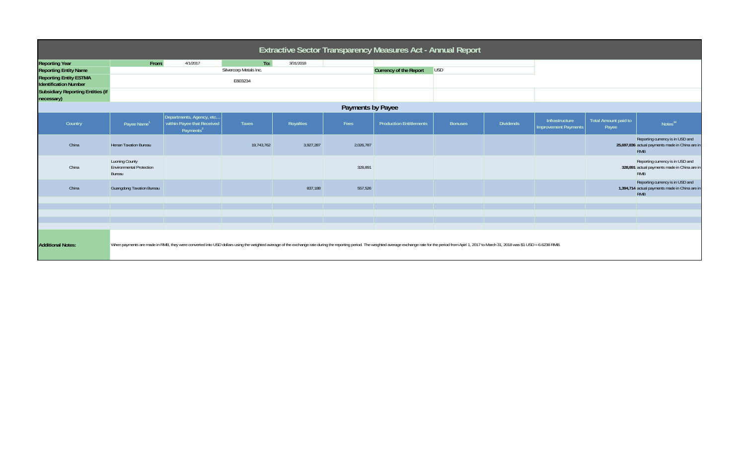# Extractive Sector Transparency Measures Act - Annual Report

| | | | | | |
|---|---|---|---|---|---|
| **Reporting Year** | From: | 4/1/2017 | To: | 3/31/2018 | |
| **Reporting Entity Name** | Silvercorp Metals Inc. | | | **Currency of the Report** | USD |
| **Reporting Entity ESTMA Identification Number** | E603234 | | | | |
| **Subsidiary Reporting Entities (if necessary)** | | | | | |

## Payments by Payee

| Country | Payee Name[1] | Departments, Agency, etc… within Payee that Received Payments[2] | Taxes | Royalties | Fees | Production Entitlements | Bonuses | Dividends | Infrastructure Improvement Payments | Total Amount paid to Payee | Notes[34] |
|---|---|---|---|---|---|---|---|---|---|---|---|
| China | Henan Taxation Bureau | | 19,743,762 | 3,927,287 | 2,026,787 | | | | | 25,697,836 | Reporting currency is in USD and actual payments made in China are in RMB |
| China | Luoning County Environmental Protection Bureau | | | | 328,891 | | | | | 328,891 | Reporting currency is in USD and actual payments made in China are in RMB |
| China | Guangdong Taxation Bureau | | | 837,188 | 557,526 | | | | | 1,394,714 | Reporting currency is in USD and actual payments made in China are in RMB |

**Additional Notes:** When payments are made in RMB, they were converted into USD dollars using the weighted average of the exchange rate during the reporting period. The weighted average exchange rate for the period from April 1, 2017 to March 31, 2018 was $1 USD = 6.6238 RMB.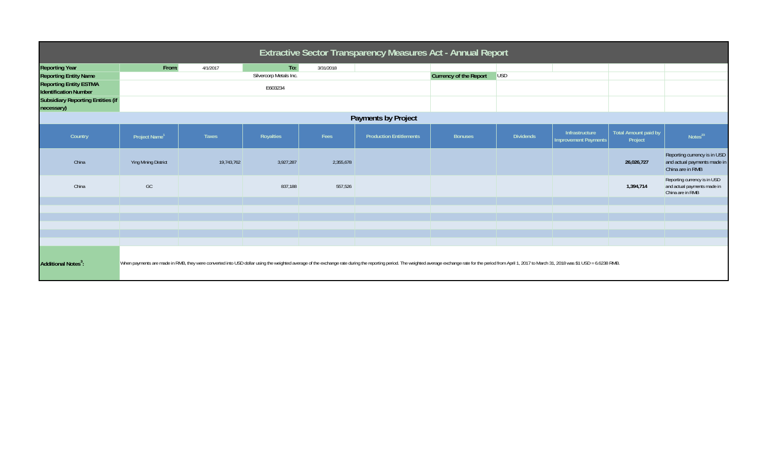# Extractive Sector Transparency Measures Act - Annual Report

| | | | | |
|---|---|---|---|---|
| **Reporting Year** | **From:** | 4/1/2017 | **To:** | 3/31/2018 |
| **Reporting Entity Name** | Silvercorp Metals Inc. | | **Currency of the Report** | USD |
| **Reporting Entity ESTMA Identification Number** | E603234 | | | |
| **Subsidiary Reporting Entities (if necessary)** | | | | |

## Payments by Project

| Country | Project Name[1] | Taxes | Royalties | Fees | Production Entitlements | Bonuses | Dividends | Infrastructure Improvement Payments | Total Amount paid by Project | Notes[23] |
|---|---|---|---|---|---|---|---|---|---|---|
| China | Ying Mining District | 19,743,762 | 3,927,287 | 2,355,678 | | | | | **26,026,727** | Reporting currency is in USD and actual payments made in China are in RMB |
| China | GC | | 837,188 | 557,526 | | | | | **1,394,714** | Reporting currency is in USD and actual payments made in China are in RMB |

**Additional Notes[3]:** When payments are made in RMB, they were converted into USD dollar using the weighted average of the exchange rate during the reporting period. The weighted average exchange rate for the period from April 1, 2017 to March 31, 2018 was $1 USD = 6.6238 RMB.